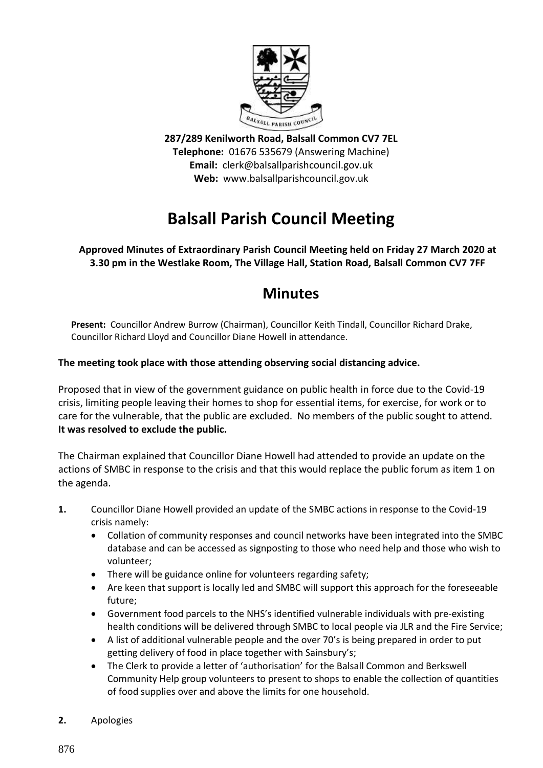**287/289 Kenilworth Road, Balsall Common CV7 7EL**
**Telephone:** 01676 535679 (Answering Machine)
**Email:** clerk@balsallparishcouncil.gov.uk
**Web:** www.balsallparishcouncil.gov.uk

# Balsall Parish Council Meeting

**Approved Minutes of Extraordinary Parish Council Meeting held on Friday 27 March 2020 at 3.30 pm in the Westlake Room, The Village Hall, Station Road, Balsall Common CV7 7FF**

## Minutes

**Present:** Councillor Andrew Burrow (Chairman), Councillor Keith Tindall, Councillor Richard Drake, Councillor Richard Lloyd and Councillor Diane Howell in attendance.

**The meeting took place with those attending observing social distancing advice.**

Proposed that in view of the government guidance on public health in force due to the Covid-19 crisis, limiting people leaving their homes to shop for essential items, for exercise, for work or to care for the vulnerable, that the public are excluded. No members of the public sought to attend. **It was resolved to exclude the public.**

The Chairman explained that Councillor Diane Howell had attended to provide an update on the actions of SMBC in response to the crisis and that this would replace the public forum as item 1 on the agenda.

**1.** Councillor Diane Howell provided an update of the SMBC actions in response to the Covid-19 crisis namely:

- Collation of community responses and council networks have been integrated into the SMBC database and can be accessed as signposting to those who need help and those who wish to volunteer;
- There will be guidance online for volunteers regarding safety;
- Are keen that support is locally led and SMBC will support this approach for the foreseeable future;
- Government food parcels to the NHS's identified vulnerable individuals with pre-existing health conditions will be delivered through SMBC to local people via JLR and the Fire Service;
- A list of additional vulnerable people and the over 70's is being prepared in order to put getting delivery of food in place together with Sainsbury's;
- The Clerk to provide a letter of 'authorisation' for the Balsall Common and Berkswell Community Help group volunteers to present to shops to enable the collection of quantities of food supplies over and above the limits for one household.

**2.** Apologies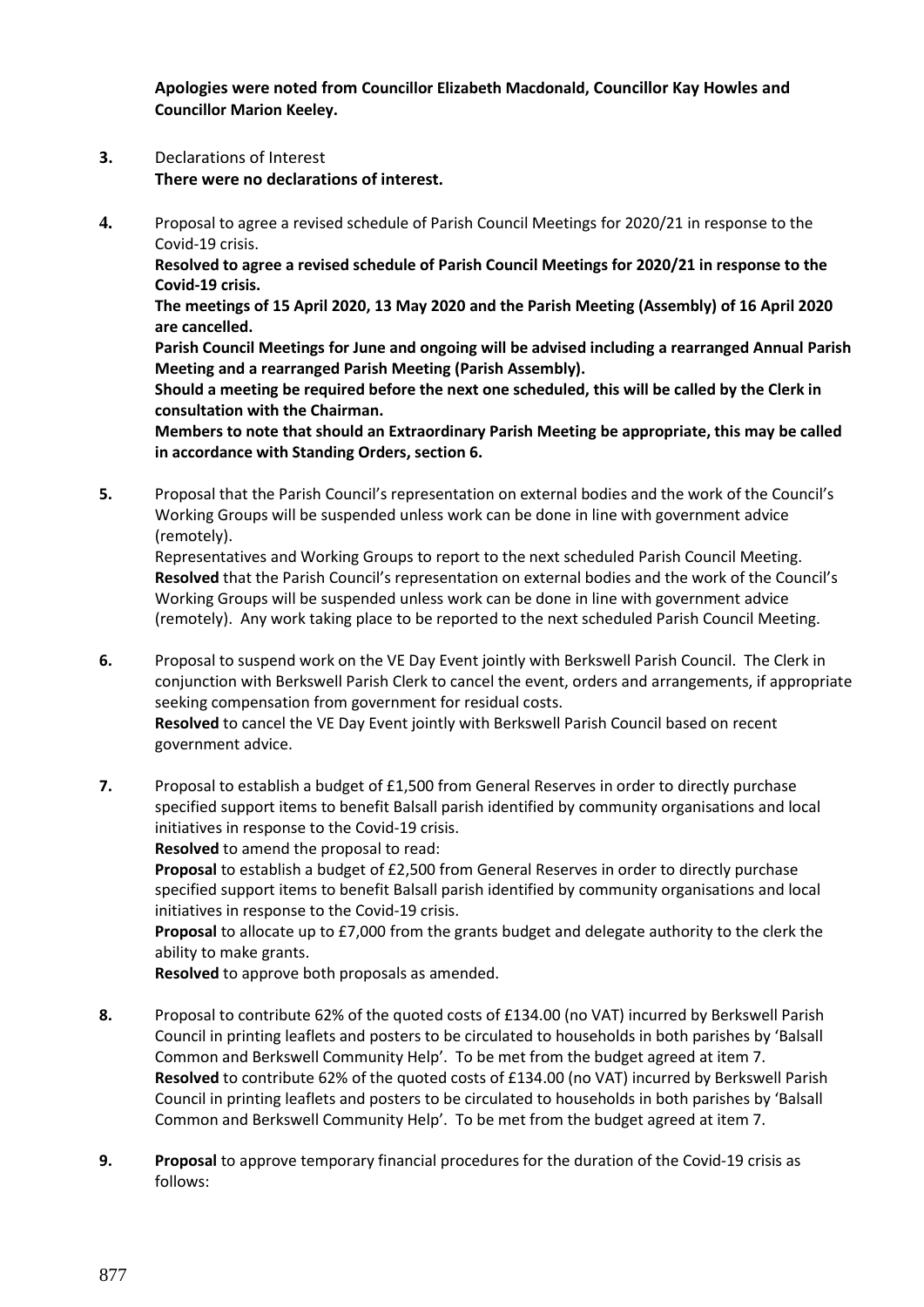**Apologies were noted from Councillor Elizabeth Macdonald, Councillor Kay Howles and Councillor Marion Keeley.**

**3.** Declarations of Interest
**There were no declarations of interest.**

**4.** Proposal to agree a revised schedule of Parish Council Meetings for 2020/21 in response to the Covid-19 crisis.
**Resolved to agree a revised schedule of Parish Council Meetings for 2020/21 in response to the Covid-19 crisis.**
**The meetings of 15 April 2020, 13 May 2020 and the Parish Meeting (Assembly) of 16 April 2020 are cancelled.**
**Parish Council Meetings for June and ongoing will be advised including a rearranged Annual Parish Meeting and a rearranged Parish Meeting (Parish Assembly).**
**Should a meeting be required before the next one scheduled, this will be called by the Clerk in consultation with the Chairman.**
**Members to note that should an Extraordinary Parish Meeting be appropriate, this may be called in accordance with Standing Orders, section 6.**

**5.** Proposal that the Parish Council's representation on external bodies and the work of the Council's Working Groups will be suspended unless work can be done in line with government advice (remotely).
Representatives and Working Groups to report to the next scheduled Parish Council Meeting.
**Resolved** that the Parish Council's representation on external bodies and the work of the Council's Working Groups will be suspended unless work can be done in line with government advice (remotely). Any work taking place to be reported to the next scheduled Parish Council Meeting.

**6.** Proposal to suspend work on the VE Day Event jointly with Berkswell Parish Council. The Clerk in conjunction with Berkswell Parish Clerk to cancel the event, orders and arrangements, if appropriate seeking compensation from government for residual costs.
**Resolved** to cancel the VE Day Event jointly with Berkswell Parish Council based on recent government advice.

**7.** Proposal to establish a budget of £1,500 from General Reserves in order to directly purchase specified support items to benefit Balsall parish identified by community organisations and local initiatives in response to the Covid-19 crisis.
**Resolved** to amend the proposal to read:
**Proposal** to establish a budget of £2,500 from General Reserves in order to directly purchase specified support items to benefit Balsall parish identified by community organisations and local initiatives in response to the Covid-19 crisis.
**Proposal** to allocate up to £7,000 from the grants budget and delegate authority to the clerk the ability to make grants.
**Resolved** to approve both proposals as amended.

**8.** Proposal to contribute 62% of the quoted costs of £134.00 (no VAT) incurred by Berkswell Parish Council in printing leaflets and posters to be circulated to households in both parishes by 'Balsall Common and Berkswell Community Help'. To be met from the budget agreed at item 7.
**Resolved** to contribute 62% of the quoted costs of £134.00 (no VAT) incurred by Berkswell Parish Council in printing leaflets and posters to be circulated to households in both parishes by 'Balsall Common and Berkswell Community Help'. To be met from the budget agreed at item 7.

**9.** **Proposal** to approve temporary financial procedures for the duration of the Covid-19 crisis as follows: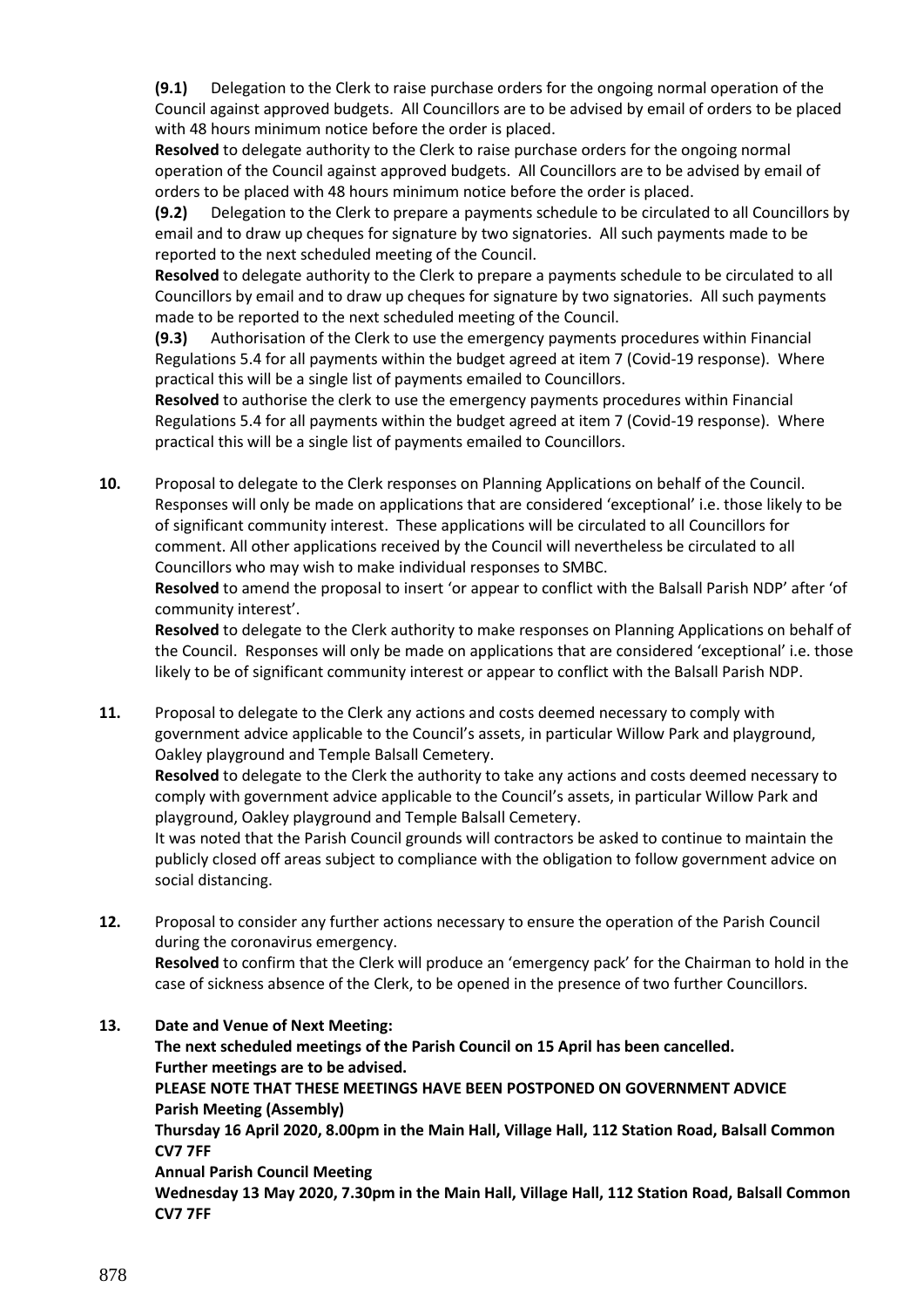**(9.1)** Delegation to the Clerk to raise purchase orders for the ongoing normal operation of the Council against approved budgets. All Councillors are to be advised by email of orders to be placed with 48 hours minimum notice before the order is placed.

**Resolved** to delegate authority to the Clerk to raise purchase orders for the ongoing normal operation of the Council against approved budgets. All Councillors are to be advised by email of orders to be placed with 48 hours minimum notice before the order is placed.

**(9.2)** Delegation to the Clerk to prepare a payments schedule to be circulated to all Councillors by email and to draw up cheques for signature by two signatories. All such payments made to be reported to the next scheduled meeting of the Council.

**Resolved** to delegate authority to the Clerk to prepare a payments schedule to be circulated to all Councillors by email and to draw up cheques for signature by two signatories. All such payments made to be reported to the next scheduled meeting of the Council.

**(9.3)** Authorisation of the Clerk to use the emergency payments procedures within Financial Regulations 5.4 for all payments within the budget agreed at item 7 (Covid-19 response). Where practical this will be a single list of payments emailed to Councillors.

**Resolved** to authorise the clerk to use the emergency payments procedures within Financial Regulations 5.4 for all payments within the budget agreed at item 7 (Covid-19 response). Where practical this will be a single list of payments emailed to Councillors.

**10.** Proposal to delegate to the Clerk responses on Planning Applications on behalf of the Council. Responses will only be made on applications that are considered 'exceptional' i.e. those likely to be of significant community interest. These applications will be circulated to all Councillors for comment. All other applications received by the Council will nevertheless be circulated to all Councillors who may wish to make individual responses to SMBC.

**Resolved** to amend the proposal to insert 'or appear to conflict with the Balsall Parish NDP' after 'of community interest'.

**Resolved** to delegate to the Clerk authority to make responses on Planning Applications on behalf of the Council. Responses will only be made on applications that are considered 'exceptional' i.e. those likely to be of significant community interest or appear to conflict with the Balsall Parish NDP.

**11.** Proposal to delegate to the Clerk any actions and costs deemed necessary to comply with government advice applicable to the Council's assets, in particular Willow Park and playground, Oakley playground and Temple Balsall Cemetery.

**Resolved** to delegate to the Clerk the authority to take any actions and costs deemed necessary to comply with government advice applicable to the Council's assets, in particular Willow Park and playground, Oakley playground and Temple Balsall Cemetery.

It was noted that the Parish Council grounds will contractors be asked to continue to maintain the publicly closed off areas subject to compliance with the obligation to follow government advice on social distancing.

**12.** Proposal to consider any further actions necessary to ensure the operation of the Parish Council during the coronavirus emergency.

**Resolved** to confirm that the Clerk will produce an 'emergency pack' for the Chairman to hold in the case of sickness absence of the Clerk, to be opened in the presence of two further Councillors.

**13. Date and Venue of Next Meeting:**

**The next scheduled meetings of the Parish Council on 15 April has been cancelled.**
**Further meetings are to be advised.**

**PLEASE NOTE THAT THESE MEETINGS HAVE BEEN POSTPONED ON GOVERNMENT ADVICE**

**Parish Meeting (Assembly)**
**Thursday 16 April 2020, 8.00pm in the Main Hall, Village Hall, 112 Station Road, Balsall Common CV7 7FF**

**Annual Parish Council Meeting**
**Wednesday 13 May 2020, 7.30pm in the Main Hall, Village Hall, 112 Station Road, Balsall Common CV7 7FF**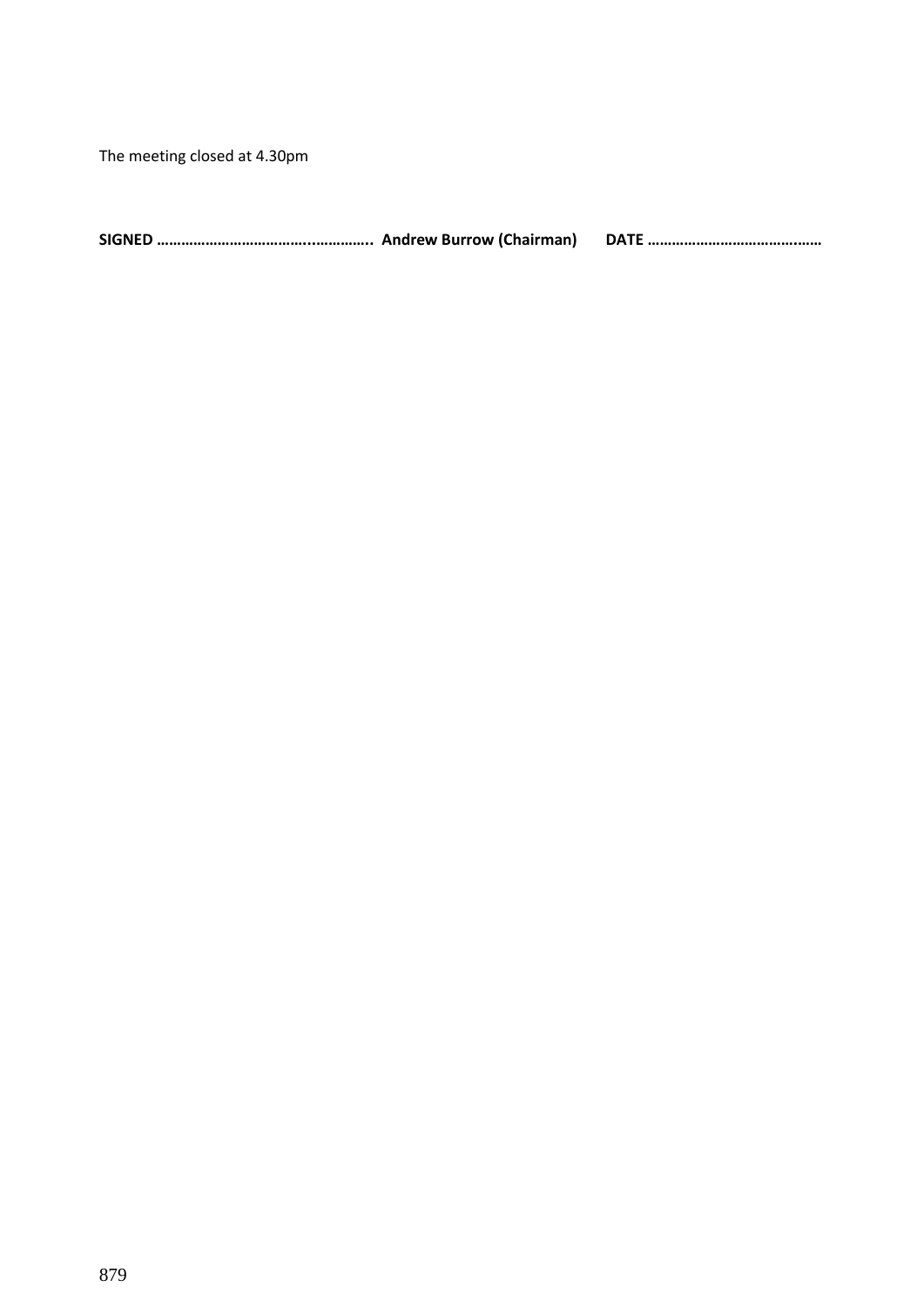The meeting closed at 4.30pm

**SIGNED …………………………………..………….. Andrew Burrow (Chairman) DATE ……………………………..……**